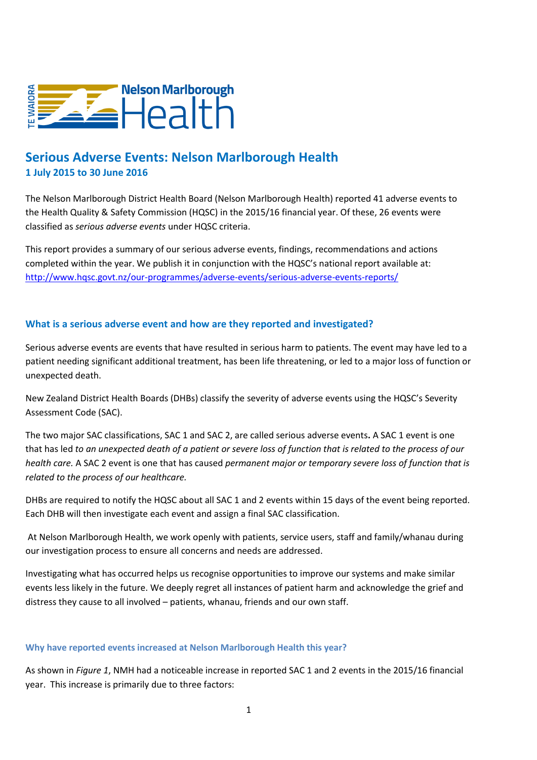TE WAIORA Nelson Marlborough Health

# Serious Adverse Events: Nelson Marlborough Health

**1 July 2015 to 30 June 2016**

The Nelson Marlborough District Health Board (Nelson Marlborough Health) reported 41 adverse events to the Health Quality & Safety Commission (HQSC) in the 2015/16 financial year. Of these, 26 events were classified as *serious adverse events* under HQSC criteria.

This report provides a summary of our serious adverse events, findings, recommendations and actions completed within the year. We publish it in conjunction with the HQSC's national report available at: [http://www.hqsc.govt.nz/our-programmes/adverse-events/serious-adverse-events-reports/](http://www.hqsc.govt.nz/our-programmes/adverse-events/serious-adverse-events-reports/)

## What is a serious adverse event and how are they reported and investigated?

Serious adverse events are events that have resulted in serious harm to patients. The event may have led to a patient needing significant additional treatment, has been life threatening, or led to a major loss of function or unexpected death.

New Zealand District Health Boards (DHBs) classify the severity of adverse events using the HQSC's Severity Assessment Code (SAC).

The two major SAC classifications, SAC 1 and SAC 2, are called serious adverse events**.** A SAC 1 event is one that has led *to an unexpected death of a patient or severe loss of function that is related to the process of our health care.* A SAC 2 event is one that has caused *permanent major or temporary severe loss of function that is related to the process of our healthcare.*

DHBs are required to notify the HQSC about all SAC 1 and 2 events within 15 days of the event being reported. Each DHB will then investigate each event and assign a final SAC classification.

At Nelson Marlborough Health, we work openly with patients, service users, staff and family/whanau during our investigation process to ensure all concerns and needs are addressed.

Investigating what has occurred helps us recognise opportunities to improve our systems and make similar events less likely in the future. We deeply regret all instances of patient harm and acknowledge the grief and distress they cause to all involved – patients, whanau, friends and our own staff.

### Why have reported events increased at Nelson Marlborough Health this year?

As shown in *Figure 1*, NMH had a noticeable increase in reported SAC 1 and 2 events in the 2015/16 financial year. This increase is primarily due to three factors: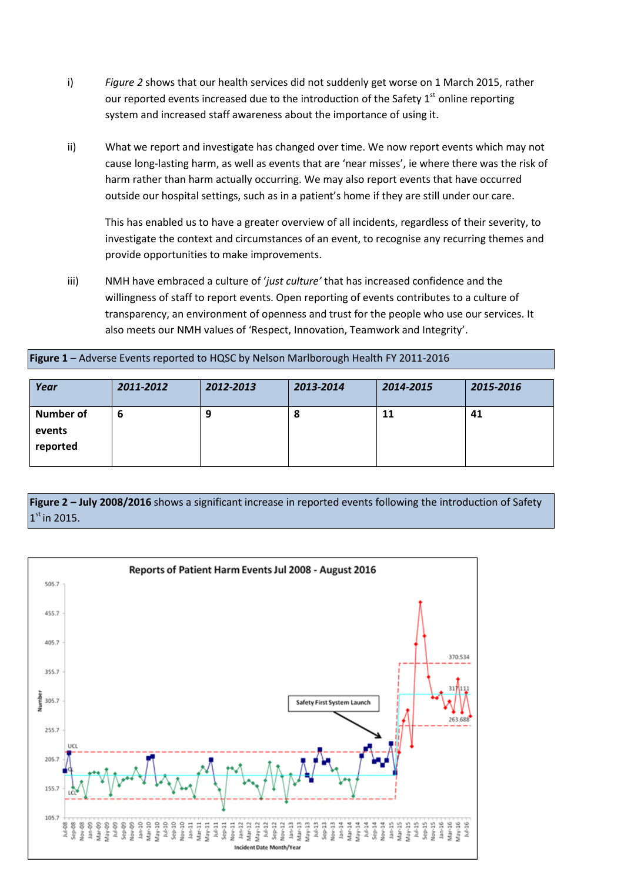i) *Figure 2* shows that our health services did not suddenly get worse on 1 March 2015, rather our reported events increased due to the introduction of the Safety 1st online reporting system and increased staff awareness about the importance of using it.

ii) What we report and investigate has changed over time. We now report events which may not cause long-lasting harm, as well as events that are 'near misses', ie where there was the risk of harm rather than harm actually occurring. We may also report events that have occurred outside our hospital settings, such as in a patient's home if they are still under our care.

This has enabled us to have a greater overview of all incidents, regardless of their severity, to investigate the context and circumstances of an event, to recognise any recurring themes and provide opportunities to make improvements.

iii) NMH have embraced a culture of '*just culture'* that has increased confidence and the willingness of staff to report events. Open reporting of events contributes to a culture of transparency, an environment of openness and trust for the people who use our services. It also meets our NMH values of 'Respect, Innovation, Teamwork and Integrity'.

**Figure 1** – Adverse Events reported to HQSC by Nelson Marlborough Health FY 2011-2016

| ***Year*** | ***2011-2012*** | ***2012-2013*** | ***2013-2014*** | ***2014-2015*** | ***2015-2016*** |
|---|---|---|---|---|---|
| **Number of events reported** | **6** | **9** | **8** | **11** | **41** |

**Figure 2 – July 2008/2016** shows a significant increase in reported events following the introduction of Safety 1st in 2015.

Reports of Patient Harm Events Jul 2008 - August 2016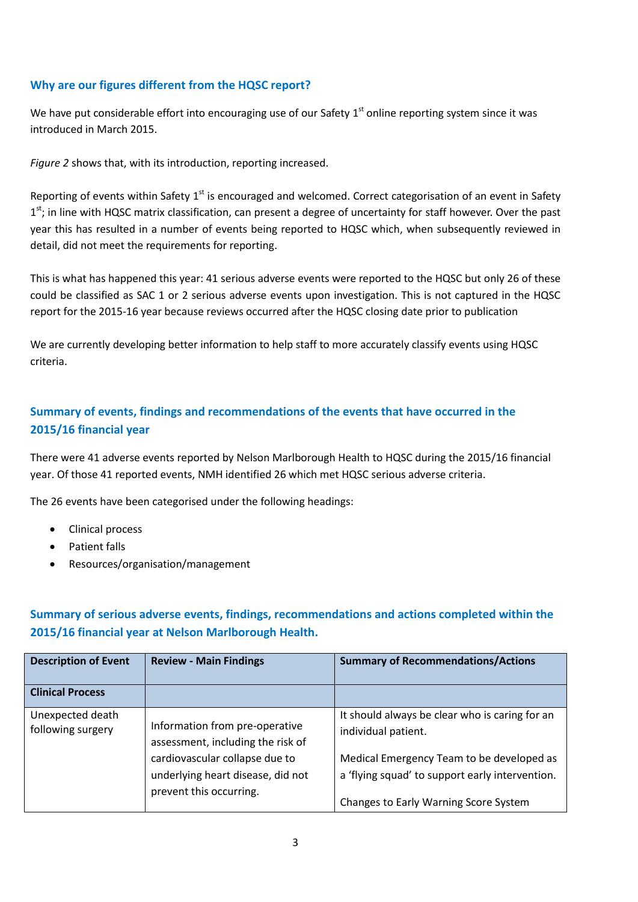### Why are our figures different from the HQSC report?

We have put considerable effort into encouraging use of our Safety 1st online reporting system since it was introduced in March 2015.

*Figure 2* shows that, with its introduction, reporting increased.

Reporting of events within Safety 1st is encouraged and welcomed. Correct categorisation of an event in Safety 1st; in line with HQSC matrix classification, can present a degree of uncertainty for staff however. Over the past year this has resulted in a number of events being reported to HQSC which, when subsequently reviewed in detail, did not meet the requirements for reporting.

This is what has happened this year: 41 serious adverse events were reported to the HQSC but only 26 of these could be classified as SAC 1 or 2 serious adverse events upon investigation. This is not captured in the HQSC report for the 2015-16 year because reviews occurred after the HQSC closing date prior to publication

We are currently developing better information to help staff to more accurately classify events using HQSC criteria.

### Summary of events, findings and recommendations of the events that have occurred in the 2015/16 financial year

There were 41 adverse events reported by Nelson Marlborough Health to HQSC during the 2015/16 financial year. Of those 41 reported events, NMH identified 26 which met HQSC serious adverse criteria.

The 26 events have been categorised under the following headings:

- Clinical process
- Patient falls
- Resources/organisation/management

### Summary of serious adverse events, findings, recommendations and actions completed within the 2015/16 financial year at Nelson Marlborough Health.

| Description of Event | Review - Main Findings | Summary of Recommendations/Actions |
|---|---|---|
| **Clinical Process** | | |
| Unexpected death following surgery | Information from pre-operative assessment, including the risk of cardiovascular collapse due to underlying heart disease, did not prevent this occurring. | It should always be clear who is caring for an individual patient.<br><br>Medical Emergency Team to be developed as a 'flying squad' to support early intervention.<br><br>Changes to Early Warning Score System |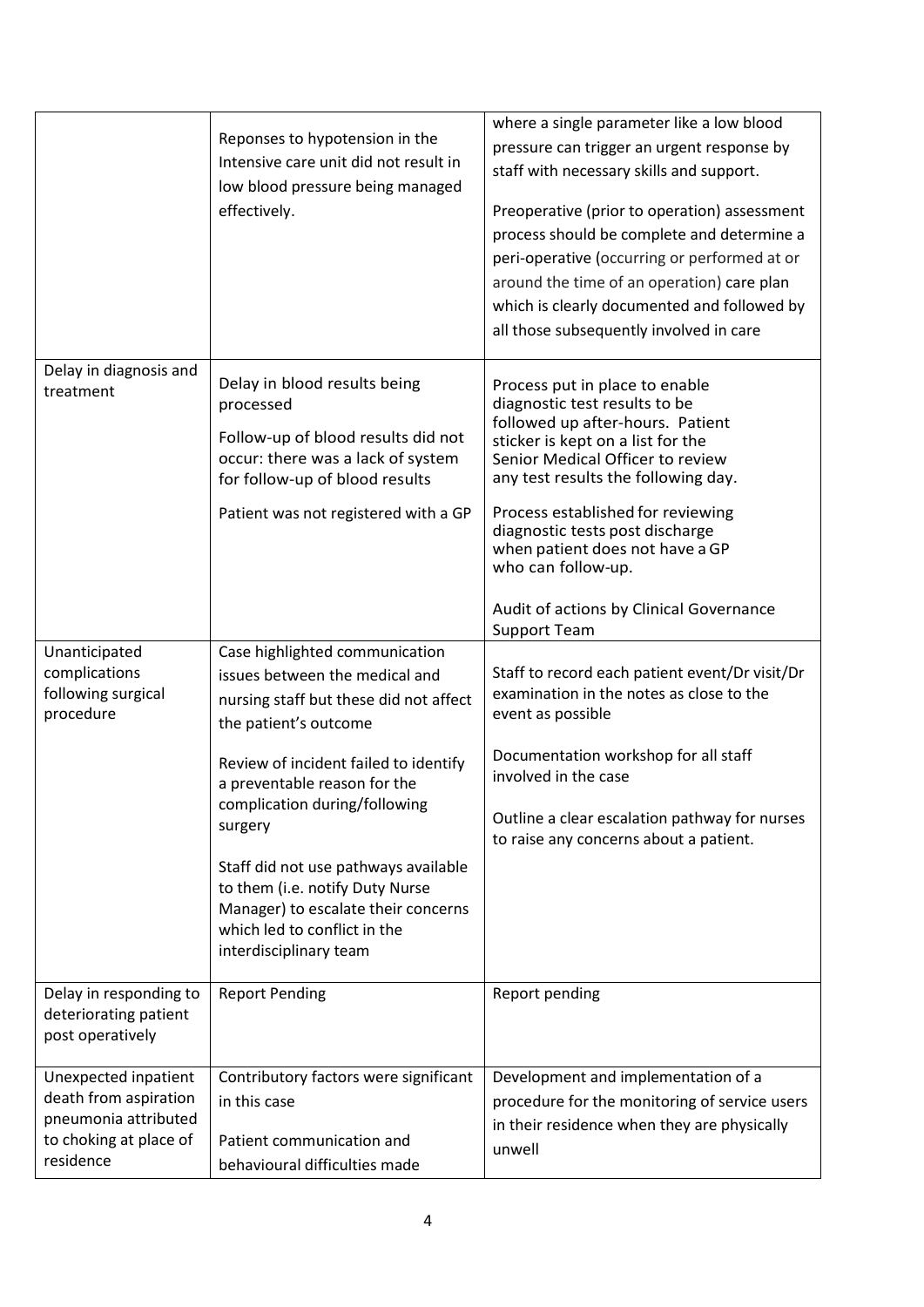| | | |
|---|---|---|
| | Reponses to hypotension in the Intensive care unit did not result in low blood pressure being managed effectively. | where a single parameter like a low blood pressure can trigger an urgent response by staff with necessary skills and support.<br><br>Preoperative (prior to operation) assessment process should be complete and determine a peri-operative (occurring or performed at or around the time of an operation) care plan which is clearly documented and followed by all those subsequently involved in care |
| Delay in diagnosis and treatment | Delay in blood results being processed<br><br>Follow-up of blood results did not occur: there was a lack of system for follow-up of blood results<br><br>Patient was not registered with a GP | Process put in place to enable diagnostic test results to be followed up after-hours. Patient sticker is kept on a list for the Senior Medical Officer to review any test results the following day.<br><br>Process established for reviewing diagnostic tests post discharge when patient does not have a GP who can follow-up.<br><br>Audit of actions by Clinical Governance Support Team |
| Unanticipated complications following surgical procedure | Case highlighted communication issues between the medical and nursing staff but these did not affect the patient's outcome<br><br>Review of incident failed to identify a preventable reason for the complication during/following surgery<br><br>Staff did not use pathways available to them (i.e. notify Duty Nurse Manager) to escalate their concerns which led to conflict in the interdisciplinary team | Staff to record each patient event/Dr visit/Dr examination in the notes as close to the event as possible<br><br>Documentation workshop for all staff involved in the case<br><br>Outline a clear escalation pathway for nurses to raise any concerns about a patient. |
| Delay in responding to deteriorating patient post operatively | Report Pending | Report pending |
| Unexpected inpatient death from aspiration pneumonia attributed to choking at place of residence | Contributory factors were significant in this case<br><br>Patient communication and behavioural difficulties made | Development and implementation of a procedure for the monitoring of service users in their residence when they are physically unwell |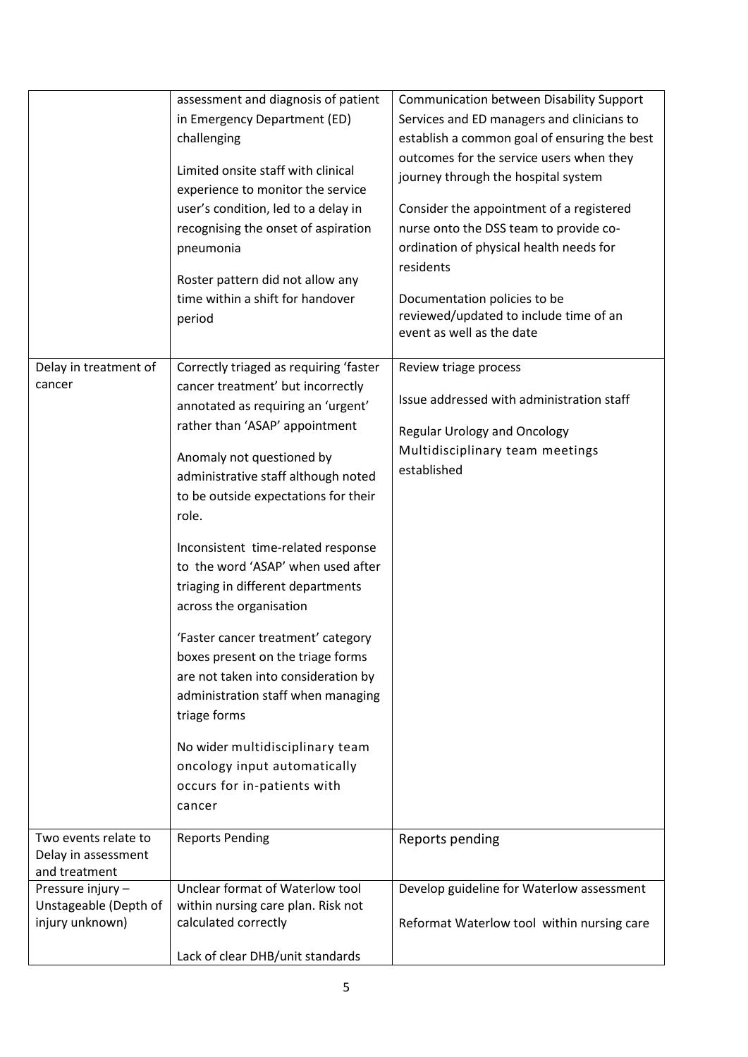|  |  |  |
|---|---|---|
|  | assessment and diagnosis of patient in Emergency Department (ED) challenging<br><br>Limited onsite staff with clinical experience to monitor the service user's condition, led to a delay in recognising the onset of aspiration pneumonia<br><br>Roster pattern did not allow any time within a shift for handover period | Communication between Disability Support Services and ED managers and clinicians to establish a common goal of ensuring the best outcomes for the service users when they journey through the hospital system<br><br>Consider the appointment of a registered nurse onto the DSS team to provide co-ordination of physical health needs for residents<br><br>Documentation policies to be reviewed/updated to include time of an event as well as the date |
| Delay in treatment of cancer | Correctly triaged as requiring 'faster cancer treatment' but incorrectly annotated as requiring an 'urgent' rather than 'ASAP' appointment<br><br>Anomaly not questioned by administrative staff although noted to be outside expectations for their role.<br><br>Inconsistent time-related response to the word 'ASAP' when used after triaging in different departments across the organisation<br><br>'Faster cancer treatment' category boxes present on the triage forms are not taken into consideration by administration staff when managing triage forms<br><br>No wider multidisciplinary team oncology input automatically occurs for in-patients with cancer | Review triage process<br><br>Issue addressed with administration staff<br><br>Regular Urology and Oncology Multidisciplinary team meetings established |
| Two events relate to Delay in assessment and treatment | Reports Pending | Reports pending |
| Pressure injury – Unstageable (Depth of injury unknown) | Unclear format of Waterlow tool within nursing care plan. Risk not calculated correctly<br><br>Lack of clear DHB/unit standards | Develop guideline for Waterlow assessment<br><br>Reformat Waterlow tool within nursing care |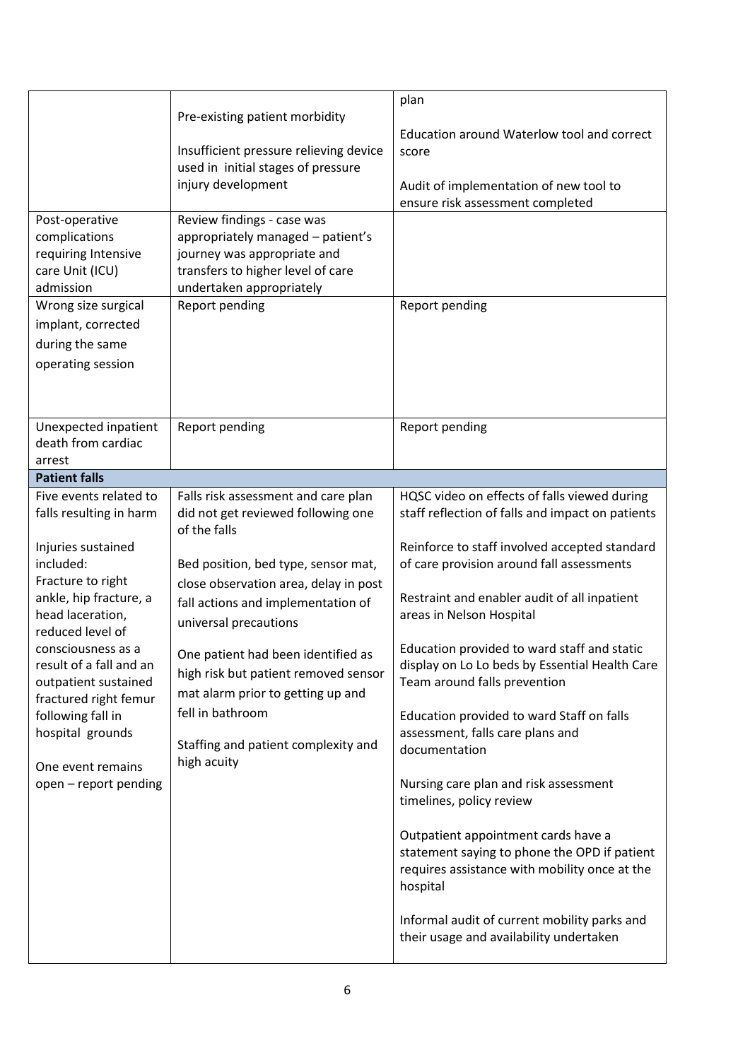| | | |
|---|---|---|
| | Pre-existing patient morbidity<br><br>Insufficient pressure relieving device used in initial stages of pressure injury development | plan<br><br>Education around Waterlow tool and correct score<br><br>Audit of implementation of new tool to ensure risk assessment completed |
| Post-operative complications requiring Intensive care Unit (ICU) admission | Review findings - case was appropriately managed – patient's journey was appropriate and transfers to higher level of care undertaken appropriately | |
| Wrong size surgical implant, corrected during the same operating session | Report pending | Report pending |
| Unexpected inpatient death from cardiac arrest | Report pending | Report pending |
| **Patient falls** | | |
| Five events related to falls resulting in harm<br><br>Injuries sustained included:<br>Fracture to right ankle, hip fracture, a head laceration, reduced level of consciousness as a result of a fall and an outpatient sustained fractured right femur following fall in hospital grounds<br><br>One event remains open – report pending | Falls risk assessment and care plan did not get reviewed following one of the falls<br><br>Bed position, bed type, sensor mat, close observation area, delay in post fall actions and implementation of universal precautions<br><br>One patient had been identified as high risk but patient removed sensor mat alarm prior to getting up and fell in bathroom<br><br>Staffing and patient complexity and high acuity | HQSC video on effects of falls viewed during staff reflection of falls and impact on patients<br><br>Reinforce to staff involved accepted standard of care provision around fall assessments<br><br>Restraint and enabler audit of all inpatient areas in Nelson Hospital<br><br>Education provided to ward staff and static display on Lo Lo beds by Essential Health Care Team around falls prevention<br><br>Education provided to ward Staff on falls assessment, falls care plans and documentation<br><br>Nursing care plan and risk assessment timelines, policy review<br><br>Outpatient appointment cards have a statement saying to phone the OPD if patient requires assistance with mobility once at the hospital<br><br>Informal audit of current mobility parks and their usage and availability undertaken |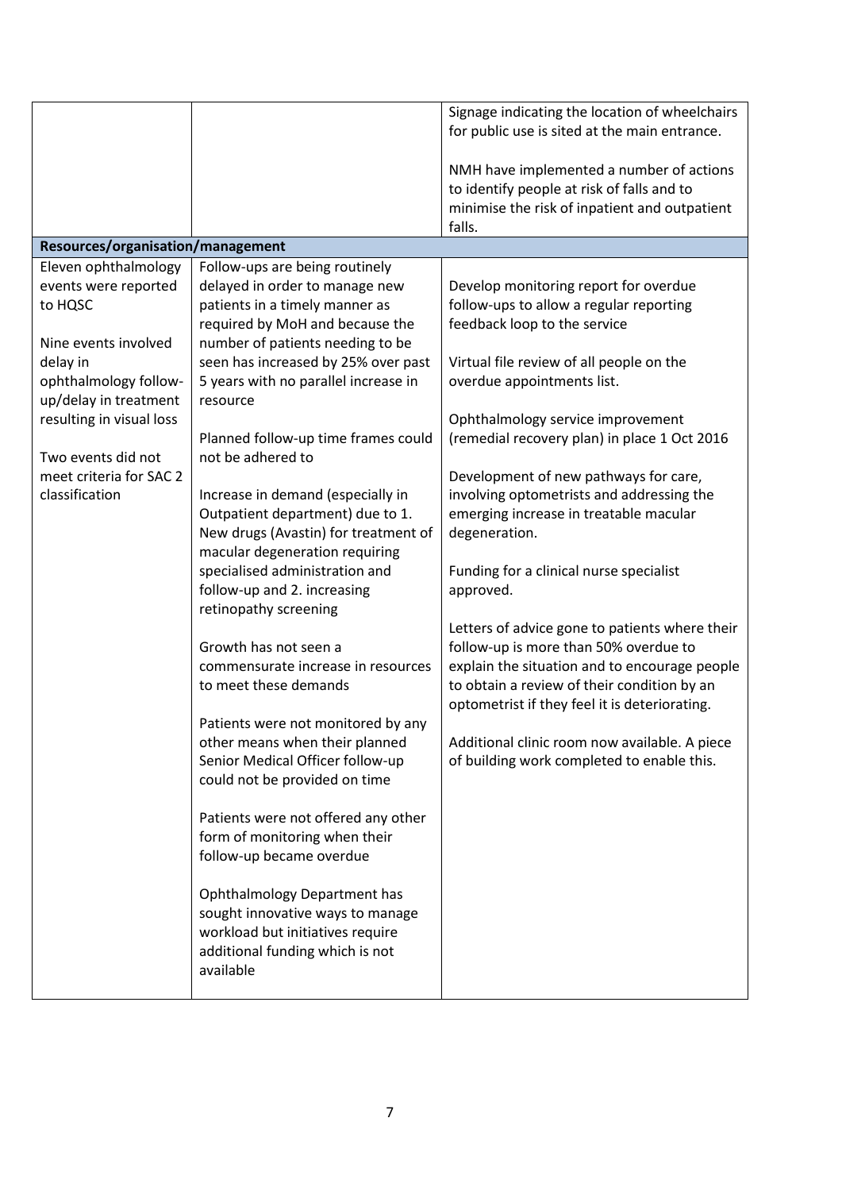| | | |
|---|---|---|
| | | Signage indicating the location of wheelchairs for public use is sited at the main entrance.<br><br>NMH have implemented a number of actions to identify people at risk of falls and to minimise the risk of inpatient and outpatient falls. |
| **Resources/organisation/management** | | |
| Eleven ophthalmology events were reported to HQSC<br><br>Nine events involved delay in ophthalmology follow-up/delay in treatment resulting in visual loss<br><br>Two events did not meet criteria for SAC 2 classification | Follow-ups are being routinely delayed in order to manage new patients in a timely manner as required by MoH and because the number of patients needing to be seen has increased by 25% over past 5 years with no parallel increase in resource<br><br>Planned follow-up time frames could not be adhered to<br><br>Increase in demand (especially in Outpatient department) due to 1. New drugs (Avastin) for treatment of macular degeneration requiring specialised administration and follow-up and 2. increasing retinopathy screening<br><br>Growth has not seen a commensurate increase in resources to meet these demands<br><br>Patients were not monitored by any other means when their planned Senior Medical Officer follow-up could not be provided on time<br><br>Patients were not offered any other form of monitoring when their follow-up became overdue<br><br>Ophthalmology Department has sought innovative ways to manage workload but initiatives require additional funding which is not available | Develop monitoring report for overdue follow-ups to allow a regular reporting feedback loop to the service<br><br>Virtual file review of all people on the overdue appointments list.<br><br>Ophthalmology service improvement (remedial recovery plan) in place 1 Oct 2016<br><br>Development of new pathways for care, involving optometrists and addressing the emerging increase in treatable macular degeneration.<br><br>Funding for a clinical nurse specialist approved.<br><br>Letters of advice gone to patients where their follow-up is more than 50% overdue to explain the situation and to encourage people to obtain a review of their condition by an optometrist if they feel it is deteriorating.<br><br>Additional clinic room now available. A piece of building work completed to enable this. |